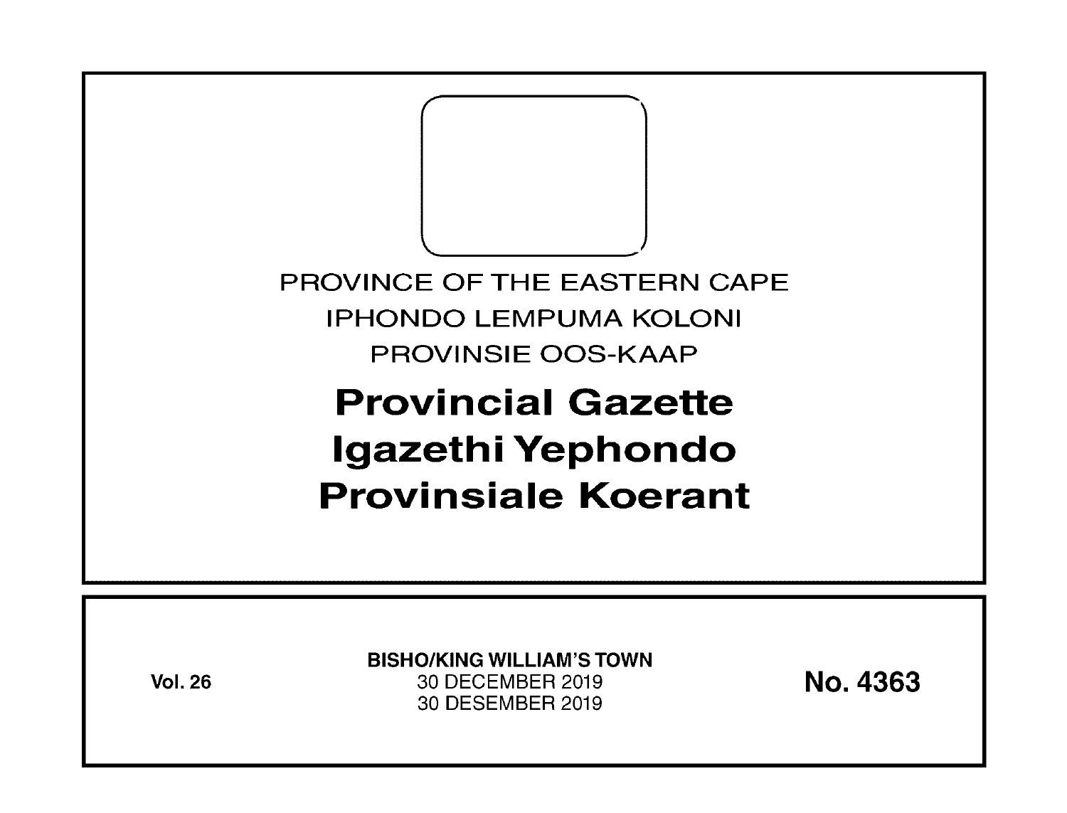PROVINCE OF THE EASTERN CAPE

IPHONDO LEMPUMA KOLONI

PROVINSIE OOS-KAAP

# Provincial Gazette
# Igazethi Yephondo
# Provinsiale Koerant

**Vol. 26**

**BISHO/KING WILLIAM'S TOWN**

30 DECEMBER 2019

30 DESEMBER 2019

**No. 4363**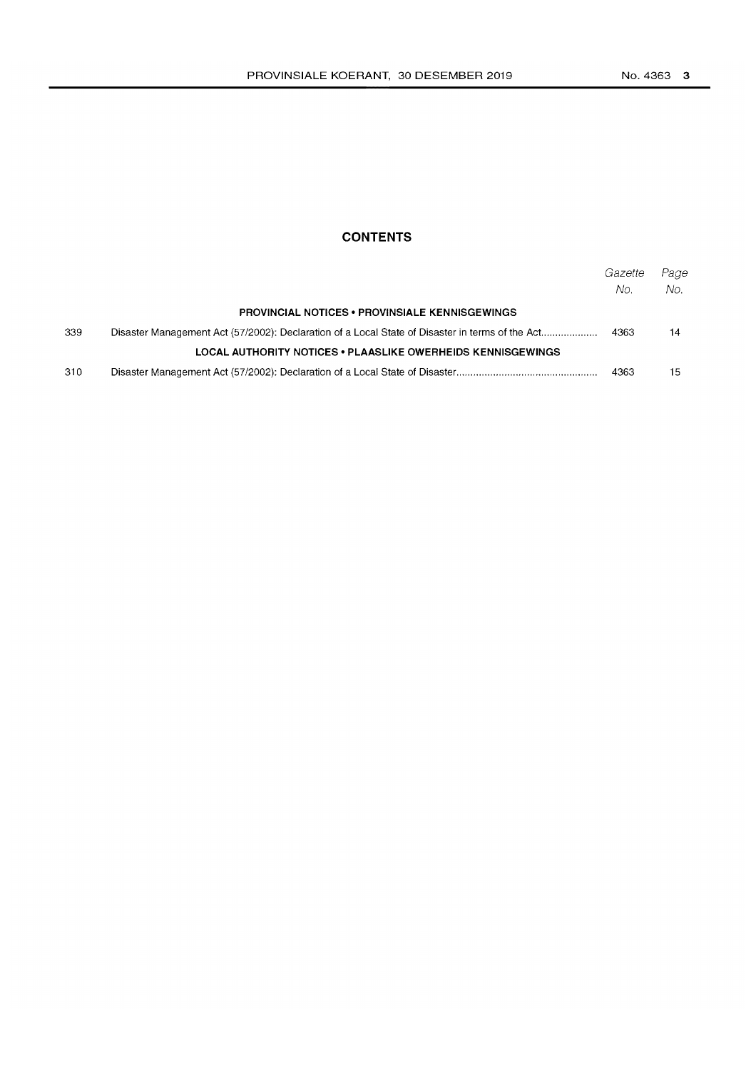## CONTENTS

| | | Gazette No. | Page No. |
|---|---|---|---|
| | **PROVINCIAL NOTICES • PROVINSIALE KENNISGEWINGS** | | |
| 339 | Disaster Management Act (57/2002): Declaration of a Local State of Disaster in terms of the Act | 4363 | 14 |
| | **LOCAL AUTHORITY NOTICES • PLAASLIKE OWERHEIDS KENNISGEWINGS** | | |
| 310 | Disaster Management Act (57/2002): Declaration of a Local State of Disaster | 4363 | 15 |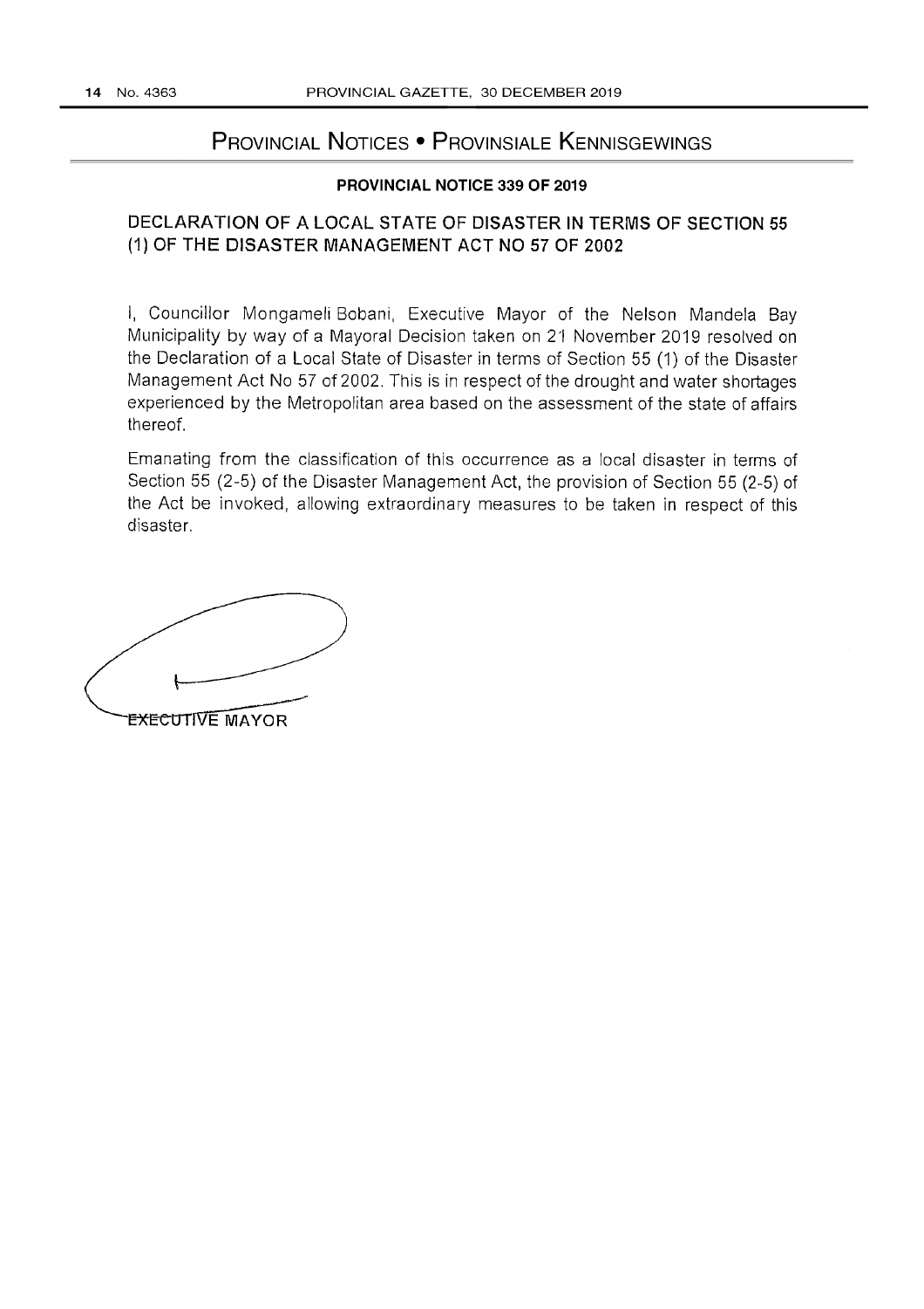# Provincial Notices • Provinsiale Kennisgewings

## PROVINCIAL NOTICE 339 OF 2019

### DECLARATION OF A LOCAL STATE OF DISASTER IN TERMS OF SECTION 55 (1) OF THE DISASTER MANAGEMENT ACT NO 57 OF 2002

I, Councillor Mongameli Bobani, Executive Mayor of the Nelson Mandela Bay Municipality by way of a Mayoral Decision taken on 21 November 2019 resolved on the Declaration of a Local State of Disaster in terms of Section 55 (1) of the Disaster Management Act No 57 of 2002. This is in respect of the drought and water shortages experienced by the Metropolitan area based on the assessment of the state of affairs thereof.

Emanating from the classification of this occurrence as a local disaster in terms of Section 55 (2-5) of the Disaster Management Act, the provision of Section 55 (2-5) of the Act be invoked, allowing extraordinary measures to be taken in respect of this disaster.

EXECUTIVE MAYOR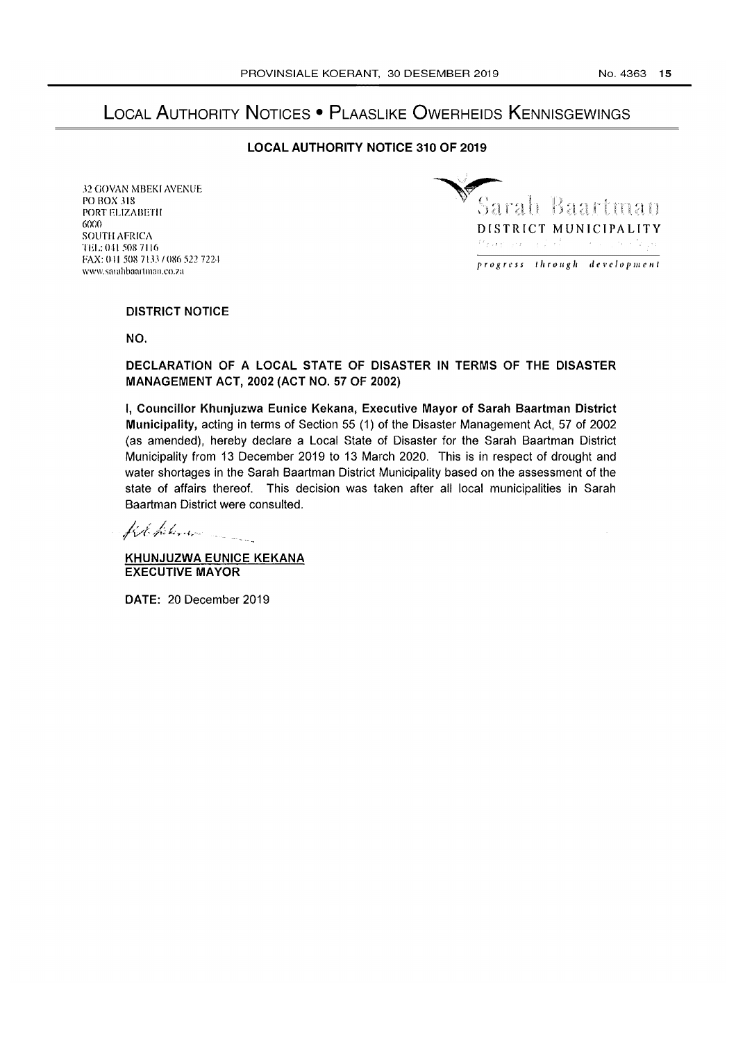# LOCAL AUTHORITY NOTICES • PLAASLIKE OWERHEIDS KENNISGEWINGS

## LOCAL AUTHORITY NOTICE 310 OF 2019

32 GOVAN MBEKI AVENUE
PO BOX 318
PORT ELIZABETH
6000
SOUTH AFRICA
TEL: 041 508 7116
FAX: 041 508 7133 / 086 522 7224
www.sarahbaartman.co.za

Sarah Baartman
DISTRICT MUNICIPALITY
*progress through development*

**DISTRICT NOTICE**

**NO.**

**DECLARATION OF A LOCAL STATE OF DISASTER IN TERMS OF THE DISASTER MANAGEMENT ACT, 2002 (ACT NO. 57 OF 2002)**

**I, Councillor Khunjuzwa Eunice Kekana, Executive Mayor of Sarah Baartman District Municipality,** acting in terms of Section 55 (1) of the Disaster Management Act, 57 of 2002 (as amended), hereby declare a Local State of Disaster for the Sarah Baartman District Municipality from 13 December 2019 to 13 March 2020. This is in respect of drought and water shortages in the Sarah Baartman District Municipality based on the assessment of the state of affairs thereof. This decision was taken after all local municipalities in Sarah Baartman District were consulted.

**KHUNJUZWA EUNICE KEKANA**
**EXECUTIVE MAYOR**

**DATE:** 20 December 2019